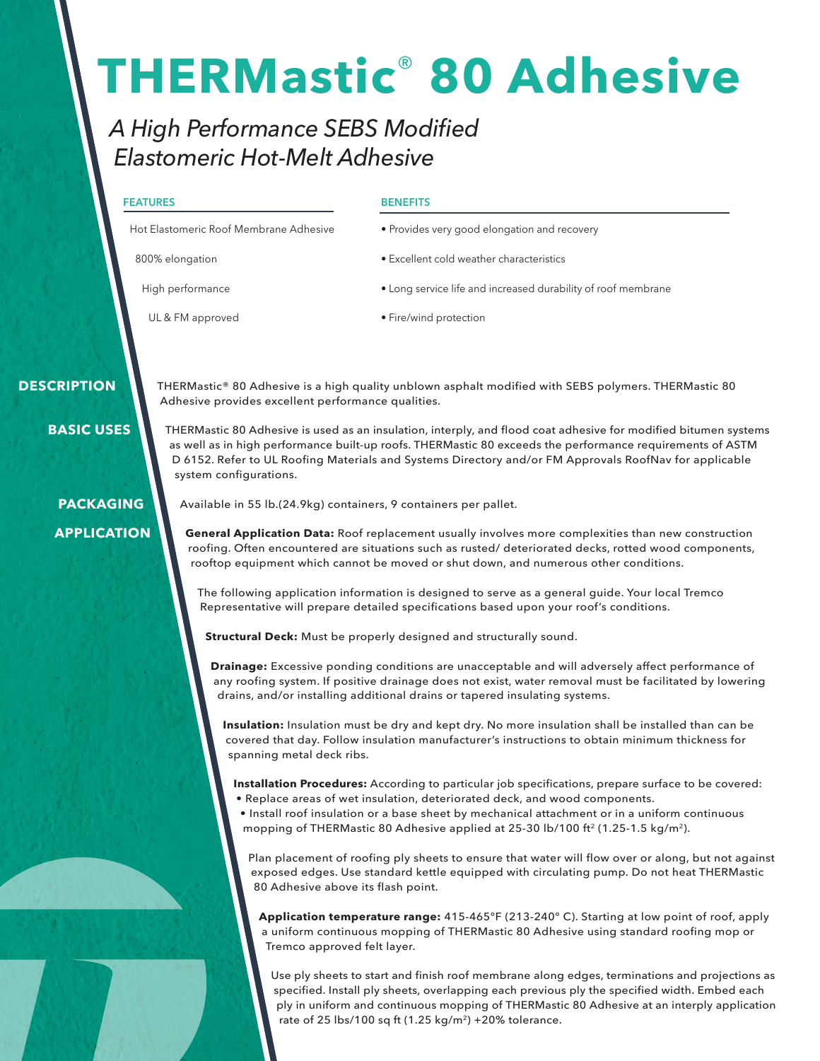# THERMastic® 80 Adhesive

*A High Performance SEBS Modified Elastomeric Hot-Melt Adhesive*

| FEATURES | BENEFITS |
| --- | --- |
| Hot Elastomeric Roof Membrane Adhesive | • Provides very good elongation and recovery |
| 800% elongation | • Excellent cold weather characteristics |
| High performance | • Long service life and increased durability of roof membrane |
| UL & FM approved | • Fire/wind protection |

## DESCRIPTION

THERMastic® 80 Adhesive is a high quality unblown asphalt modified with SEBS polymers. THERMastic 80 Adhesive provides excellent performance qualities.

## BASIC USES

THERMastic 80 Adhesive is used as an insulation, interply, and flood coat adhesive for modified bitumen systems as well as in high performance built-up roofs. THERMastic 80 exceeds the performance requirements of ASTM D 6152. Refer to UL Roofing Materials and Systems Directory and/or FM Approvals RoofNav for applicable system configurations.

## PACKAGING

Available in 55 lb.(24.9kg) containers, 9 containers per pallet.

## APPLICATION

**General Application Data:** Roof replacement usually involves more complexities than new construction roofing. Often encountered are situations such as rusted/ deteriorated decks, rotted wood components, rooftop equipment which cannot be moved or shut down, and numerous other conditions.

The following application information is designed to serve as a general guide. Your local Tremco Representative will prepare detailed specifications based upon your roof's conditions.

**Structural Deck:** Must be properly designed and structurally sound.

**Drainage:** Excessive ponding conditions are unacceptable and will adversely affect performance of any roofing system. If positive drainage does not exist, water removal must be facilitated by lowering drains, and/or installing additional drains or tapered insulating systems.

**Insulation:** Insulation must be dry and kept dry. No more insulation shall be installed than can be covered that day. Follow insulation manufacturer's instructions to obtain minimum thickness for spanning metal deck ribs.

**Installation Procedures:** According to particular job specifications, prepare surface to be covered:

- Replace areas of wet insulation, deteriorated deck, and wood components.
- Install roof insulation or a base sheet by mechanical attachment or in a uniform continuous mopping of THERMastic 80 Adhesive applied at 25-30 lb/100 ft$^2$ (1.25-1.5 kg/m$^2$).

Plan placement of roofing ply sheets to ensure that water will flow over or along, but not against exposed edges. Use standard kettle equipped with circulating pump. Do not heat THERMastic 80 Adhesive above its flash point.

**Application temperature range:** 415-465°F (213-240° C). Starting at low point of roof, apply a uniform continuous mopping of THERMastic 80 Adhesive using standard roofing mop or Tremco approved felt layer.

Use ply sheets to start and finish roof membrane along edges, terminations and projections as specified. Install ply sheets, overlapping each previous ply the specified width. Embed each ply in uniform and continuous mopping of THERMastic 80 Adhesive at an interply application rate of 25 lbs/100 sq ft (1.25 kg/m$^2$) +20% tolerance.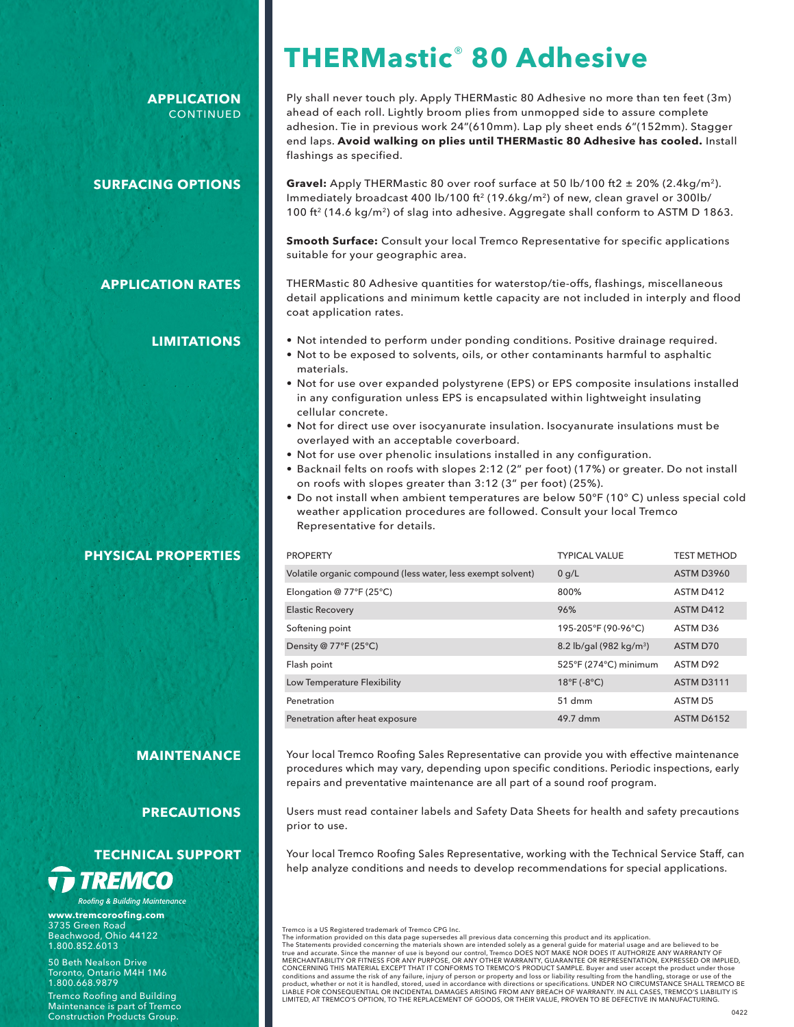# THERMastic® 80 Adhesive

## APPLICATION CONTINUED

Ply shall never touch ply. Apply THERMastic 80 Adhesive no more than ten feet (3m) ahead of each roll. Lightly broom plies from unmopped side to assure complete adhesion. Tie in previous work 24"(610mm). Lap ply sheet ends 6"(152mm). Stagger end laps. **Avoid walking on plies until THERMastic 80 Adhesive has cooled.** Install flashings as specified.

## SURFACING OPTIONS

**Gravel:** Apply THERMastic 80 over roof surface at 50 lb/100 ft2 ± 20% (2.4kg/m$^2$). Immediately broadcast 400 lb/100 ft$^2$ (19.6kg/m$^2$) of new, clean gravel or 300lb/ 100 ft$^2$ (14.6 kg/m$^2$) of slag into adhesive. Aggregate shall conform to ASTM D 1863.

**Smooth Surface:** Consult your local Tremco Representative for specific applications suitable for your geographic area.

## APPLICATION RATES

THERMastic 80 Adhesive quantities for waterstop/tie-offs, flashings, miscellaneous detail applications and minimum kettle capacity are not included in interply and flood coat application rates.

## LIMITATIONS

- Not intended to perform under ponding conditions. Positive drainage required.
- Not to be exposed to solvents, oils, or other contaminants harmful to asphaltic materials.
- Not for use over expanded polystyrene (EPS) or EPS composite insulations installed in any configuration unless EPS is encapsulated within lightweight insulating cellular concrete.
- Not for direct use over isocyanurate insulation. Isocyanurate insulations must be overlayed with an acceptable coverboard.
- Not for use over phenolic insulations installed in any configuration.
- Backnail felts on roofs with slopes 2:12 (2" per foot) (17%) or greater. Do not install on roofs with slopes greater than 3:12 (3" per foot) (25%).
- Do not install when ambient temperatures are below 50°F (10° C) unless special cold weather application procedures are followed. Consult your local Tremco Representative for details.

## PHYSICAL PROPERTIES

| PROPERTY | TYPICAL VALUE | TEST METHOD |
|---|---|---|
| Volatile organic compound (less water, less exempt solvent) | 0 g/L | ASTM D3960 |
| Elongation @ 77°F (25°C) | 800% | ASTM D412 |
| Elastic Recovery | 96% | ASTM D412 |
| Softening point | 195-205°F (90-96°C) | ASTM D36 |
| Density @ 77°F (25°C) | 8.2 lb/gal (982 kg/m$^3$) | ASTM D70 |
| Flash point | 525°F (274°C) minimum | ASTM D92 |
| Low Temperature Flexibility | 18°F (-8°C) | ASTM D3111 |
| Penetration | 51 dmm | ASTM D5 |
| Penetration after heat exposure | 49.7 dmm | ASTM D6152 |

## MAINTENANCE

Your local Tremco Roofing Sales Representative can provide you with effective maintenance procedures which may vary, depending upon specific conditions. Periodic inspections, early repairs and preventative maintenance are all part of a sound roof program.

## PRECAUTIONS

Users must read container labels and Safety Data Sheets for health and safety precautions prior to use.

## TECHNICAL SUPPORT

Your local Tremco Roofing Sales Representative, working with the Technical Service Staff, can help analyze conditions and needs to develop recommendations for special applications.

TREMCO
Roofing & Building Maintenance

**www.tremcoroofing.com**
3735 Green Road
Beachwood, Ohio 44122
1.800.852.6013

50 Beth Nealson Drive
Toronto, Ontario M4H 1M6
1.800.668.9879

Tremco Roofing and Building Maintenance is part of Tremco Construction Products Group.

Tremco is a US Registered trademark of Tremco CPG Inc.
The information provided on this data page supersedes all previous data concerning this product and its application.
The Statements provided concerning the materials shown are intended solely as a general guide for material usage and are believed to be true and accurate. Since the manner of use is beyond our control, Tremco DOES NOT MAKE NOR DOES IT AUTHORIZE ANY WARRANTY OF MERCHANTABILITY OR FITNESS FOR ANY PURPOSE, OR ANY OTHER WARRANTY, GUARANTEE OR REPRESENTATION, EXPRESSED OR IMPLIED, CONCERNING THIS MATERIAL EXCEPT THAT IT CONFORMS TO TREMCO'S PRODUCT SAMPLE. Buyer and user accept the product under those conditions and assume the risk of any failure, injury of person or property and loss or liability resulting from the handling, storage or use of the product, whether or not it is handled, stored, used in accordance with directions or specifications. UNDER NO CIRCUMSTANCE SHALL TREMCO BE LIABLE FOR CONSEQUENTIAL OR INCIDENTAL DAMAGES ARISING FROM ANY BREACH OF WARRANTY. IN ALL CASES, TREMCO'S LIABILITY IS LIMITED, AT TREMCO'S OPTION, TO THE REPLACEMENT OF GOODS, OR THEIR VALUE, PROVEN TO BE DEFECTIVE IN MANUFACTURING.

0422